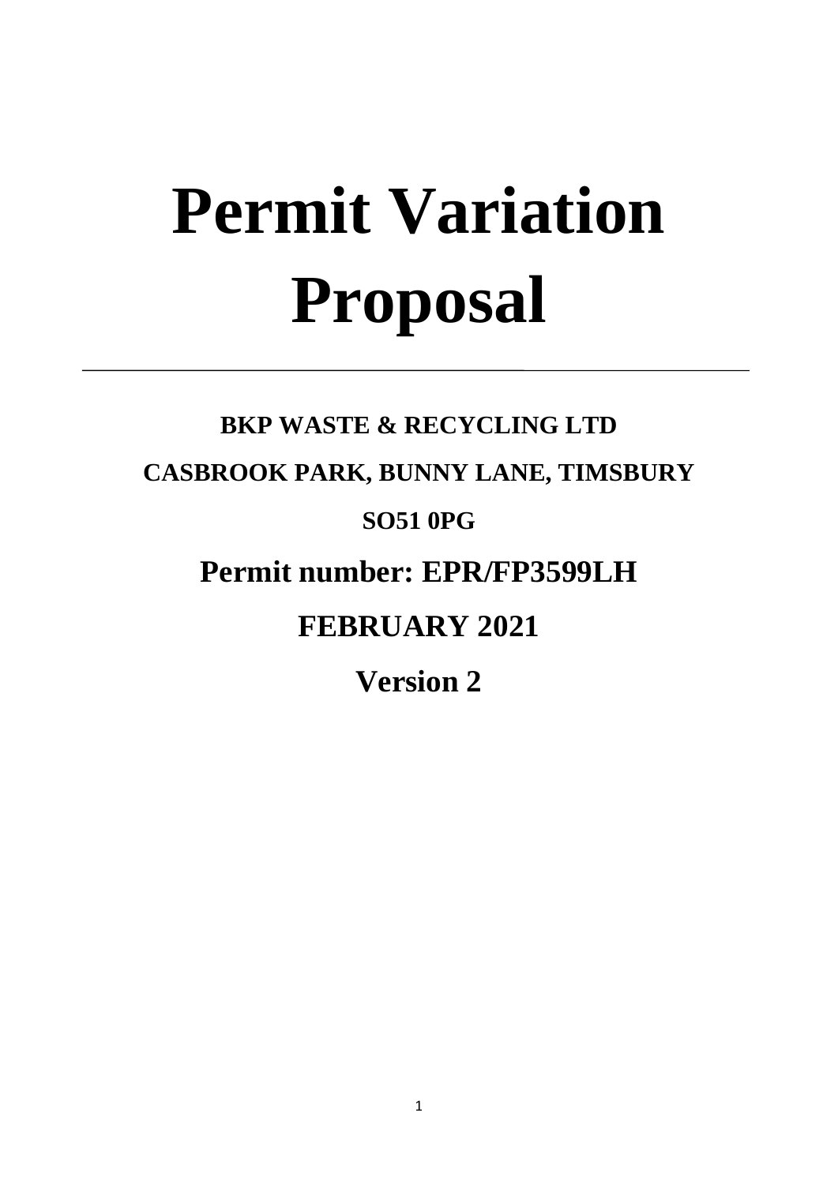# Permit Variation Proposal

---

**BKP WASTE & RECYCLING LTD**

**CASBROOK PARK, BUNNY LANE, TIMSBURY**

**SO51 0PG**

## Permit number: EPR/FP3599LH

## FEBRUARY 2021

## Version 2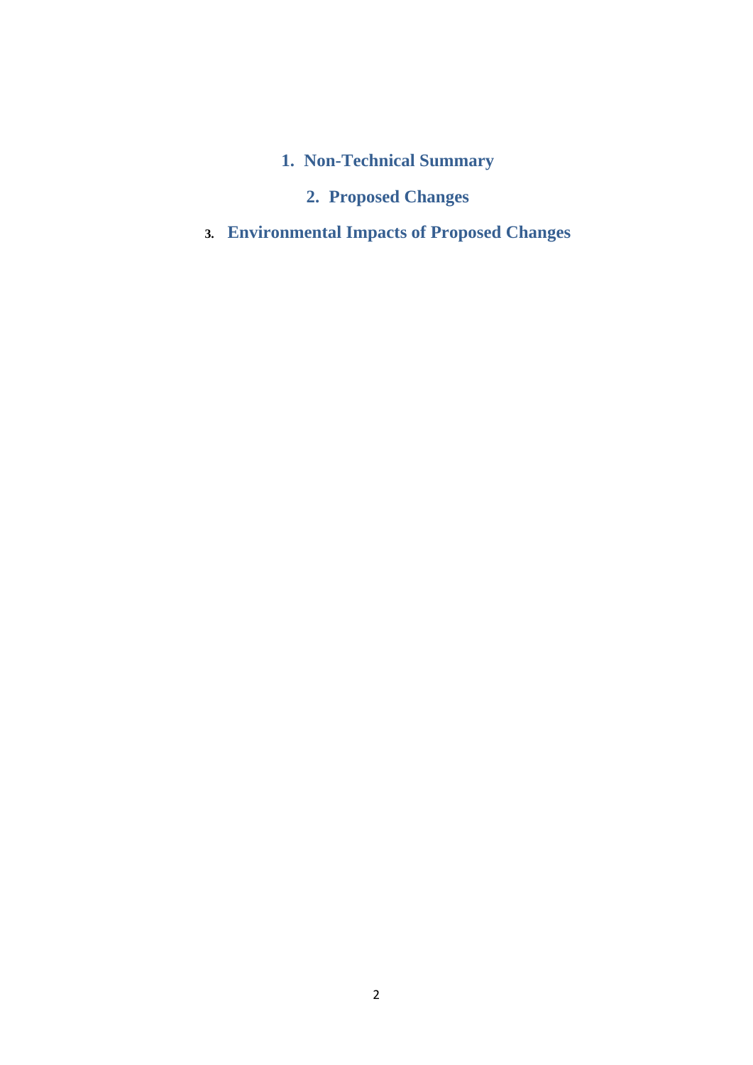# 1. Non-Technical Summary

# 2. Proposed Changes

# 3. Environmental Impacts of Proposed Changes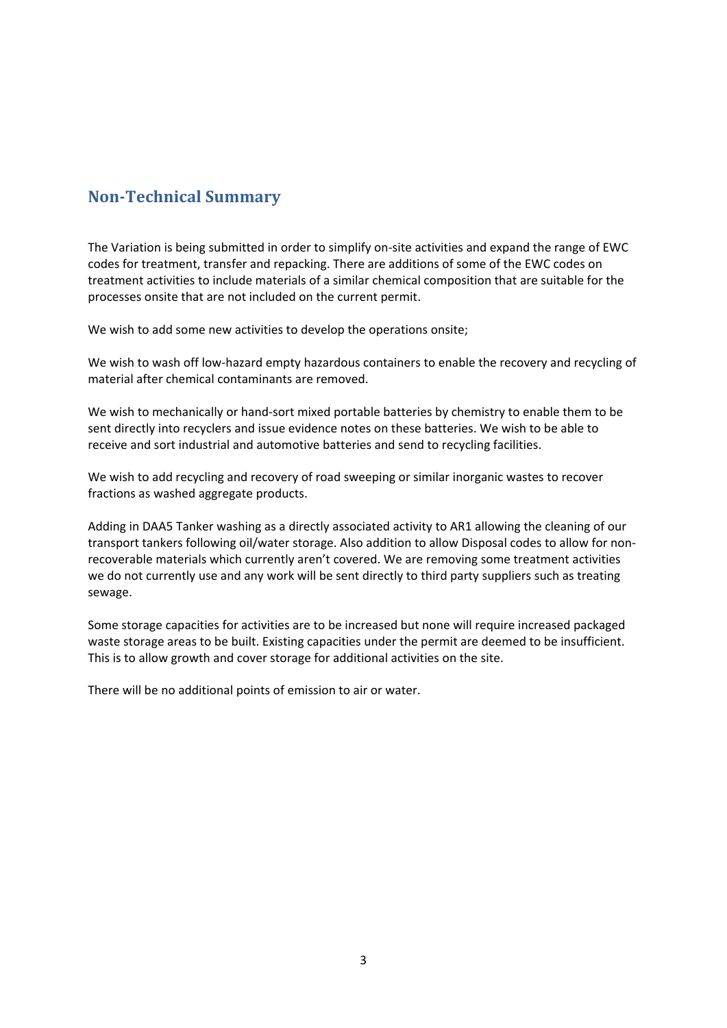## Non-Technical Summary

The Variation is being submitted in order to simplify on-site activities and expand the range of EWC codes for treatment, transfer and repacking. There are additions of some of the EWC codes on treatment activities to include materials of a similar chemical composition that are suitable for the processes onsite that are not included on the current permit.

We wish to add some new activities to develop the operations onsite;

We wish to wash off low-hazard empty hazardous containers to enable the recovery and recycling of material after chemical contaminants are removed.

We wish to mechanically or hand-sort mixed portable batteries by chemistry to enable them to be sent directly into recyclers and issue evidence notes on these batteries. We wish to be able to receive and sort industrial and automotive batteries and send to recycling facilities.

We wish to add recycling and recovery of road sweeping or similar inorganic wastes to recover fractions as washed aggregate products.

Adding in DAA5 Tanker washing as a directly associated activity to AR1 allowing the cleaning of our transport tankers following oil/water storage. Also addition to allow Disposal codes to allow for non-recoverable materials which currently aren't covered. We are removing some treatment activities we do not currently use and any work will be sent directly to third party suppliers such as treating sewage.

Some storage capacities for activities are to be increased but none will require increased packaged waste storage areas to be built. Existing capacities under the permit are deemed to be insufficient. This is to allow growth and cover storage for additional activities on the site.

There will be no additional points of emission to air or water.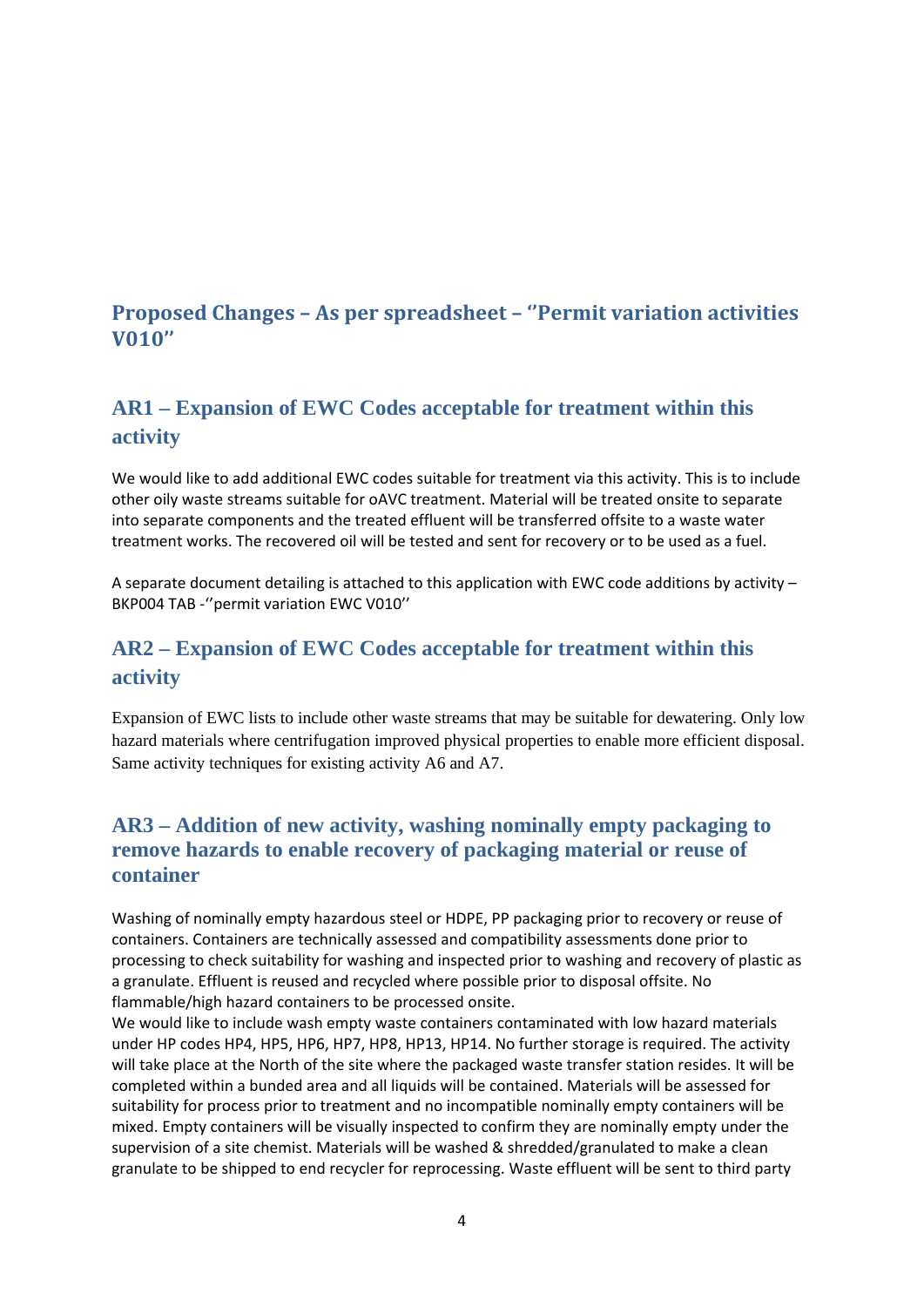## Proposed Changes – As per spreadsheet – ''Permit variation activities V010''

### AR1 – Expansion of EWC Codes acceptable for treatment within this activity

We would like to add additional EWC codes suitable for treatment via this activity. This is to include other oily waste streams suitable for oAVC treatment. Material will be treated onsite to separate into separate components and the treated effluent will be transferred offsite to a waste water treatment works. The recovered oil will be tested and sent for recovery or to be used as a fuel.

A separate document detailing is attached to this application with EWC code additions by activity – BKP004 TAB -''permit variation EWC V010''

### AR2 – Expansion of EWC Codes acceptable for treatment within this activity

Expansion of EWC lists to include other waste streams that may be suitable for dewatering. Only low hazard materials where centrifugation improved physical properties to enable more efficient disposal. Same activity techniques for existing activity A6 and A7.

### AR3 – Addition of new activity, washing nominally empty packaging to remove hazards to enable recovery of packaging material or reuse of container

Washing of nominally empty hazardous steel or HDPE, PP packaging prior to recovery or reuse of containers. Containers are technically assessed and compatibility assessments done prior to processing to check suitability for washing and inspected prior to washing and recovery of plastic as a granulate. Effluent is reused and recycled where possible prior to disposal offsite. No flammable/high hazard containers to be processed onsite.
We would like to include wash empty waste containers contaminated with low hazard materials under HP codes HP4, HP5, HP6, HP7, HP8, HP13, HP14. No further storage is required. The activity will take place at the North of the site where the packaged waste transfer station resides. It will be completed within a bunded area and all liquids will be contained. Materials will be assessed for suitability for process prior to treatment and no incompatible nominally empty containers will be mixed. Empty containers will be visually inspected to confirm they are nominally empty under the supervision of a site chemist. Materials will be washed & shredded/granulated to make a clean granulate to be shipped to end recycler for reprocessing. Waste effluent will be sent to third party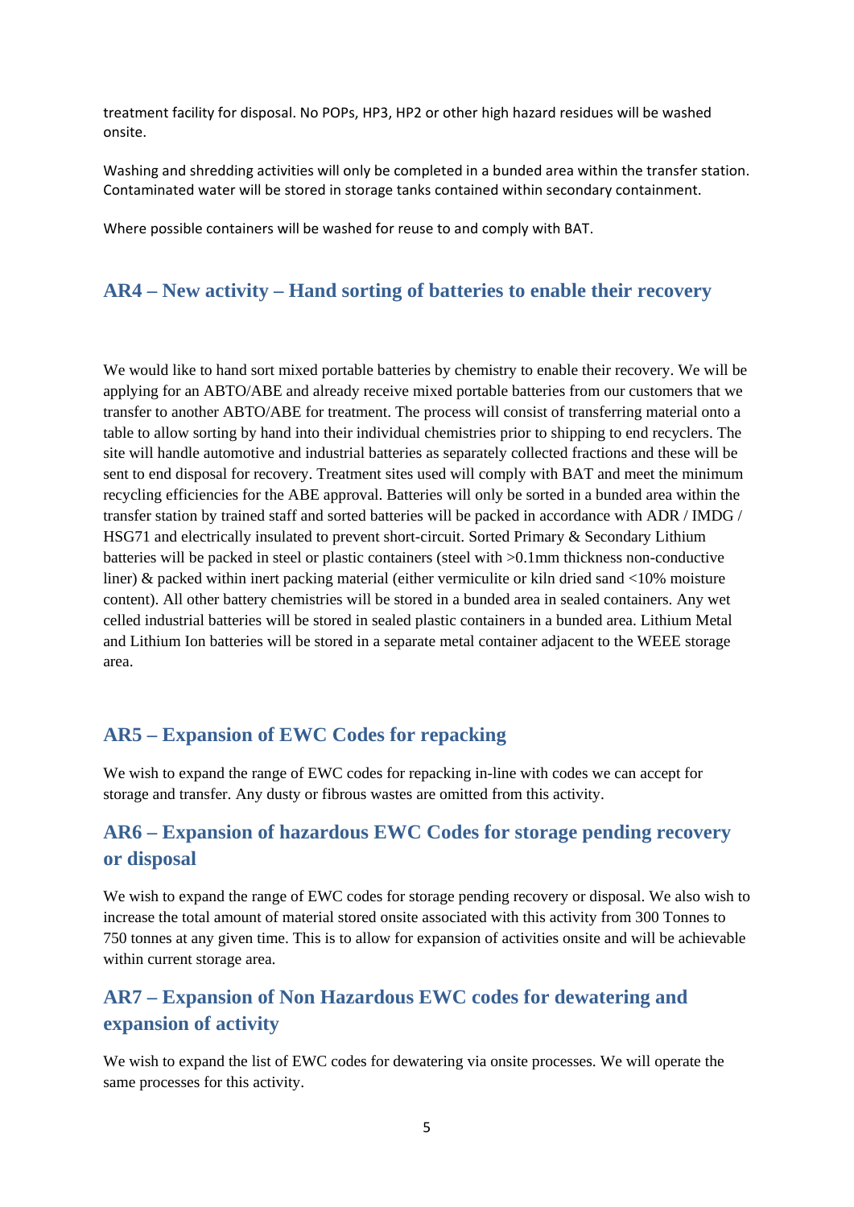treatment facility for disposal. No POPs, HP3, HP2 or other high hazard residues will be washed onsite.

Washing and shredding activities will only be completed in a bunded area within the transfer station. Contaminated water will be stored in storage tanks contained within secondary containment.

Where possible containers will be washed for reuse to and comply with BAT.

## AR4 – New activity – Hand sorting of batteries to enable their recovery

We would like to hand sort mixed portable batteries by chemistry to enable their recovery. We will be applying for an ABTO/ABE and already receive mixed portable batteries from our customers that we transfer to another ABTO/ABE for treatment. The process will consist of transferring material onto a table to allow sorting by hand into their individual chemistries prior to shipping to end recyclers. The site will handle automotive and industrial batteries as separately collected fractions and these will be sent to end disposal for recovery. Treatment sites used will comply with BAT and meet the minimum recycling efficiencies for the ABE approval. Batteries will only be sorted in a bunded area within the transfer station by trained staff and sorted batteries will be packed in accordance with ADR / IMDG / HSG71 and electrically insulated to prevent short-circuit. Sorted Primary & Secondary Lithium batteries will be packed in steel or plastic containers (steel with >0.1mm thickness non-conductive liner) & packed within inert packing material (either vermiculite or kiln dried sand <10% moisture content). All other battery chemistries will be stored in a bunded area in sealed containers. Any wet celled industrial batteries will be stored in sealed plastic containers in a bunded area. Lithium Metal and Lithium Ion batteries will be stored in a separate metal container adjacent to the WEEE storage area.

## AR5 – Expansion of EWC Codes for repacking

We wish to expand the range of EWC codes for repacking in-line with codes we can accept for storage and transfer. Any dusty or fibrous wastes are omitted from this activity.

## AR6 – Expansion of hazardous EWC Codes for storage pending recovery or disposal

We wish to expand the range of EWC codes for storage pending recovery or disposal. We also wish to increase the total amount of material stored onsite associated with this activity from 300 Tonnes to 750 tonnes at any given time. This is to allow for expansion of activities onsite and will be achievable within current storage area.

## AR7 – Expansion of Non Hazardous EWC codes for dewatering and expansion of activity

We wish to expand the list of EWC codes for dewatering via onsite processes. We will operate the same processes for this activity.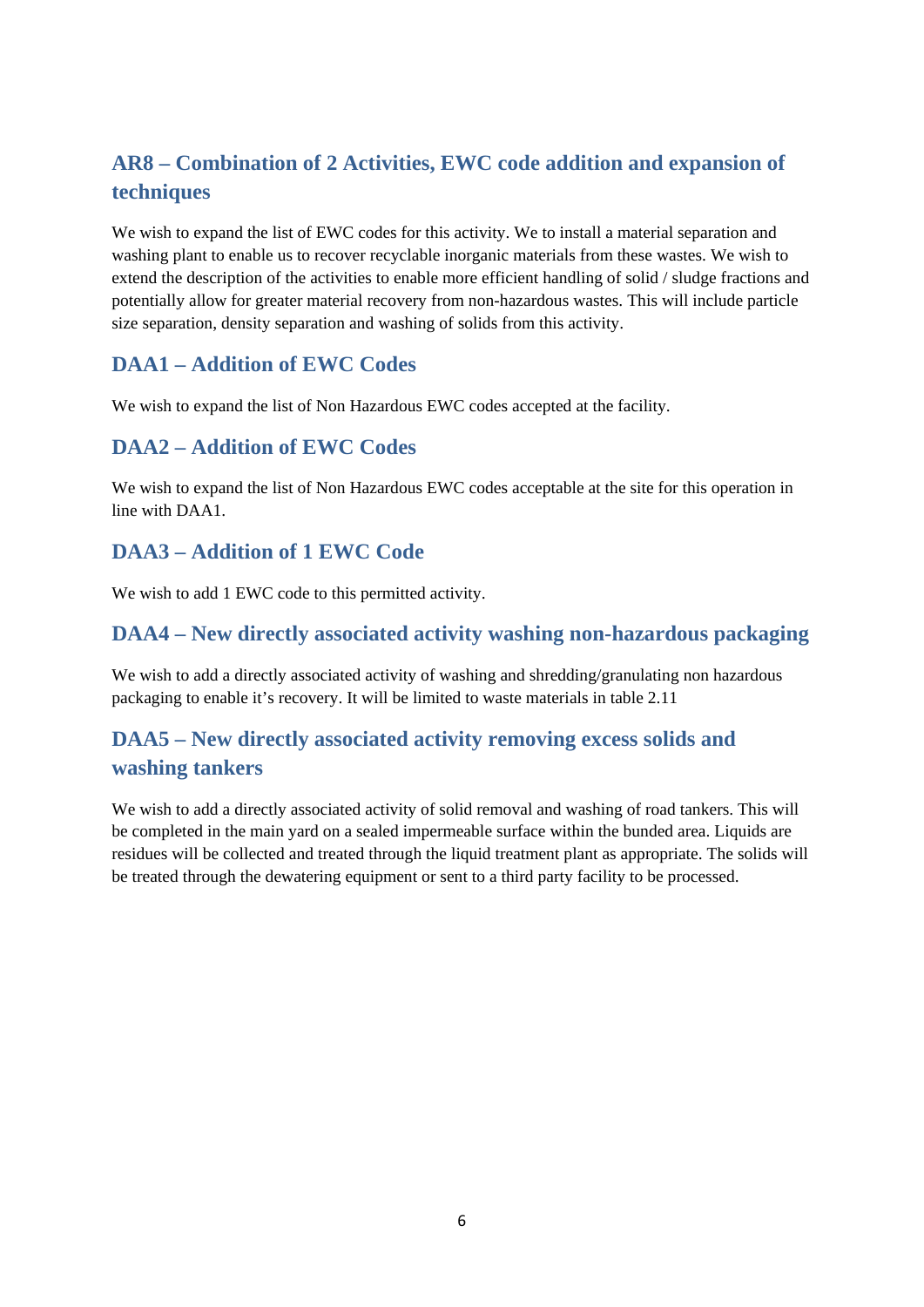## AR8 – Combination of 2 Activities, EWC code addition and expansion of techniques

We wish to expand the list of EWC codes for this activity. We to install a material separation and washing plant to enable us to recover recyclable inorganic materials from these wastes. We wish to extend the description of the activities to enable more efficient handling of solid / sludge fractions and potentially allow for greater material recovery from non-hazardous wastes. This will include particle size separation, density separation and washing of solids from this activity.

## DAA1 – Addition of EWC Codes

We wish to expand the list of Non Hazardous EWC codes accepted at the facility.

## DAA2 – Addition of EWC Codes

We wish to expand the list of Non Hazardous EWC codes acceptable at the site for this operation in line with DAA1.

## DAA3 – Addition of 1 EWC Code

We wish to add 1 EWC code to this permitted activity.

## DAA4 – New directly associated activity washing non-hazardous packaging

We wish to add a directly associated activity of washing and shredding/granulating non hazardous packaging to enable it's recovery. It will be limited to waste materials in table 2.11

## DAA5 – New directly associated activity removing excess solids and washing tankers

We wish to add a directly associated activity of solid removal and washing of road tankers. This will be completed in the main yard on a sealed impermeable surface within the bunded area. Liquids are residues will be collected and treated through the liquid treatment plant as appropriate. The solids will be treated through the dewatering equipment or sent to a third party facility to be processed.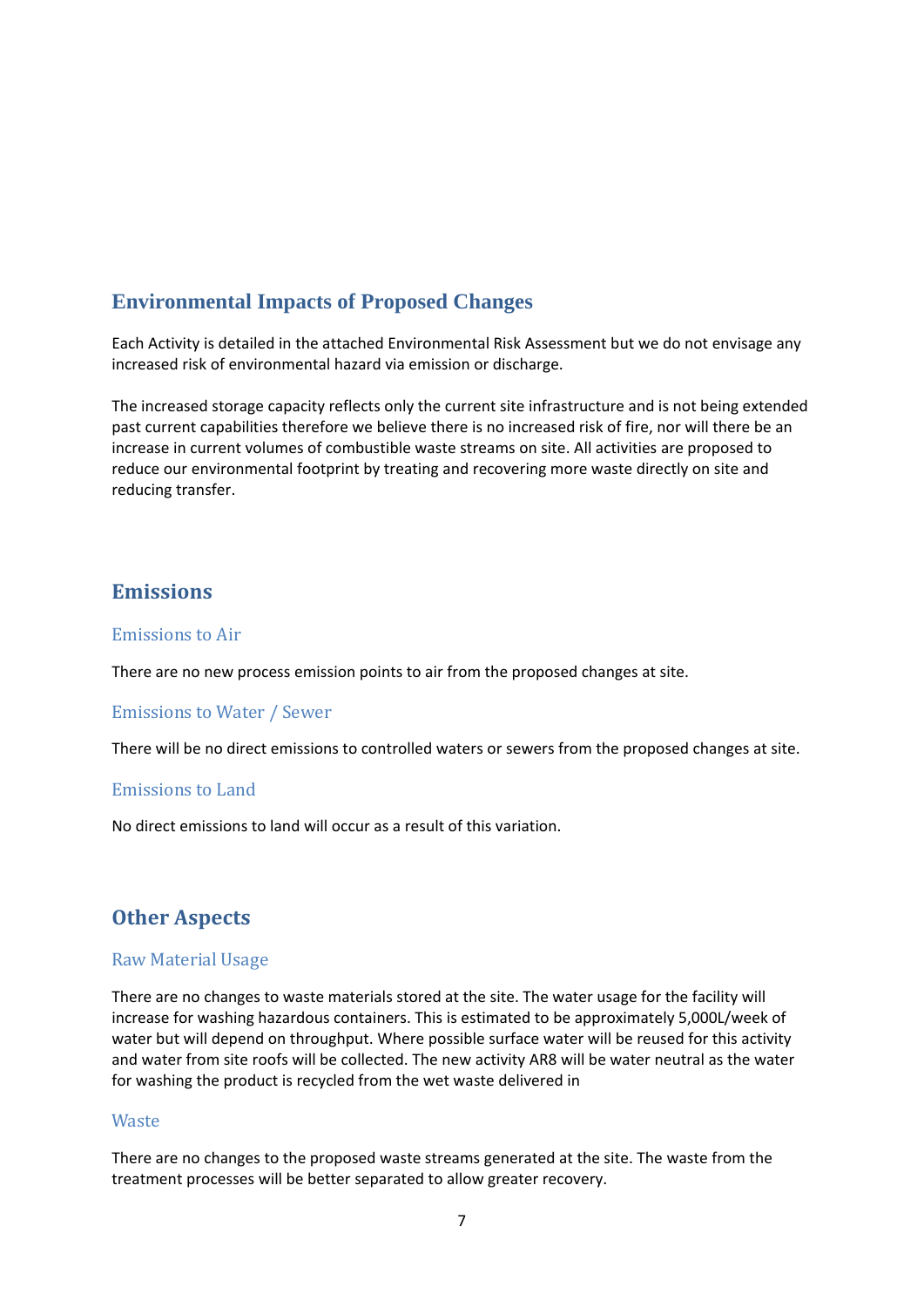## Environmental Impacts of Proposed Changes

Each Activity is detailed in the attached Environmental Risk Assessment but we do not envisage any increased risk of environmental hazard via emission or discharge.

The increased storage capacity reflects only the current site infrastructure and is not being extended past current capabilities therefore we believe there is no increased risk of fire, nor will there be an increase in current volumes of combustible waste streams on site. All activities are proposed to reduce our environmental footprint by treating and recovering more waste directly on site and reducing transfer.

## Emissions

### Emissions to Air

There are no new process emission points to air from the proposed changes at site.

### Emissions to Water / Sewer

There will be no direct emissions to controlled waters or sewers from the proposed changes at site.

### Emissions to Land

No direct emissions to land will occur as a result of this variation.

## Other Aspects

### Raw Material Usage

There are no changes to waste materials stored at the site. The water usage for the facility will increase for washing hazardous containers. This is estimated to be approximately 5,000L/week of water but will depend on throughput. Where possible surface water will be reused for this activity and water from site roofs will be collected. The new activity AR8 will be water neutral as the water for washing the product is recycled from the wet waste delivered in

### Waste

There are no changes to the proposed waste streams generated at the site. The waste from the treatment processes will be better separated to allow greater recovery.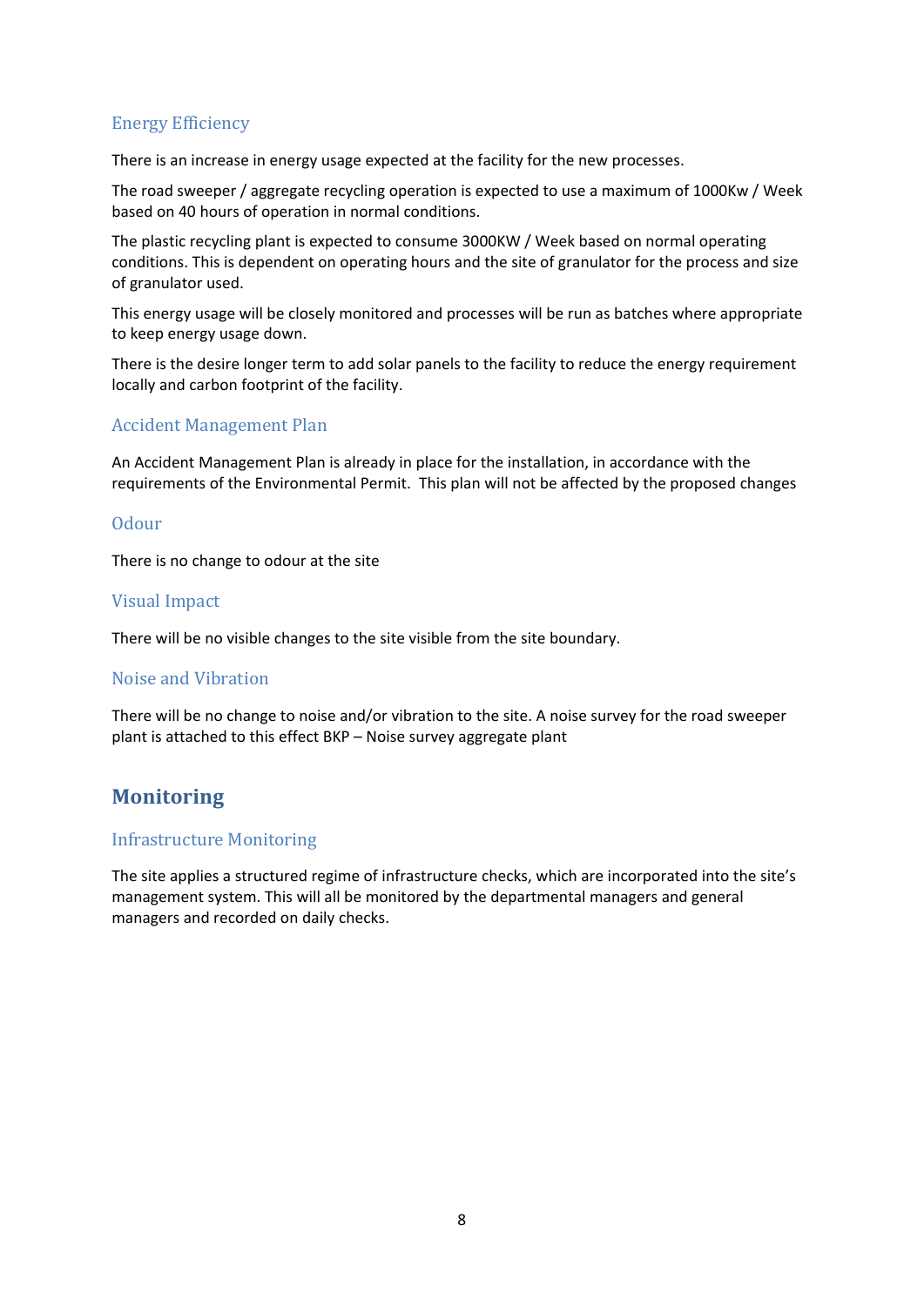### Energy Efficiency

There is an increase in energy usage expected at the facility for the new processes.

The road sweeper / aggregate recycling operation is expected to use a maximum of 1000Kw / Week based on 40 hours of operation in normal conditions.

The plastic recycling plant is expected to consume 3000KW / Week based on normal operating conditions. This is dependent on operating hours and the site of granulator for the process and size of granulator used.

This energy usage will be closely monitored and processes will be run as batches where appropriate to keep energy usage down.

There is the desire longer term to add solar panels to the facility to reduce the energy requirement locally and carbon footprint of the facility.

### Accident Management Plan

An Accident Management Plan is already in place for the installation, in accordance with the requirements of the Environmental Permit. This plan will not be affected by the proposed changes

### Odour

There is no change to odour at the site

### Visual Impact

There will be no visible changes to the site visible from the site boundary.

### Noise and Vibration

There will be no change to noise and/or vibration to the site. A noise survey for the road sweeper plant is attached to this effect BKP – Noise survey aggregate plant

## Monitoring

### Infrastructure Monitoring

The site applies a structured regime of infrastructure checks, which are incorporated into the site's management system. This will all be monitored by the departmental managers and general managers and recorded on daily checks.